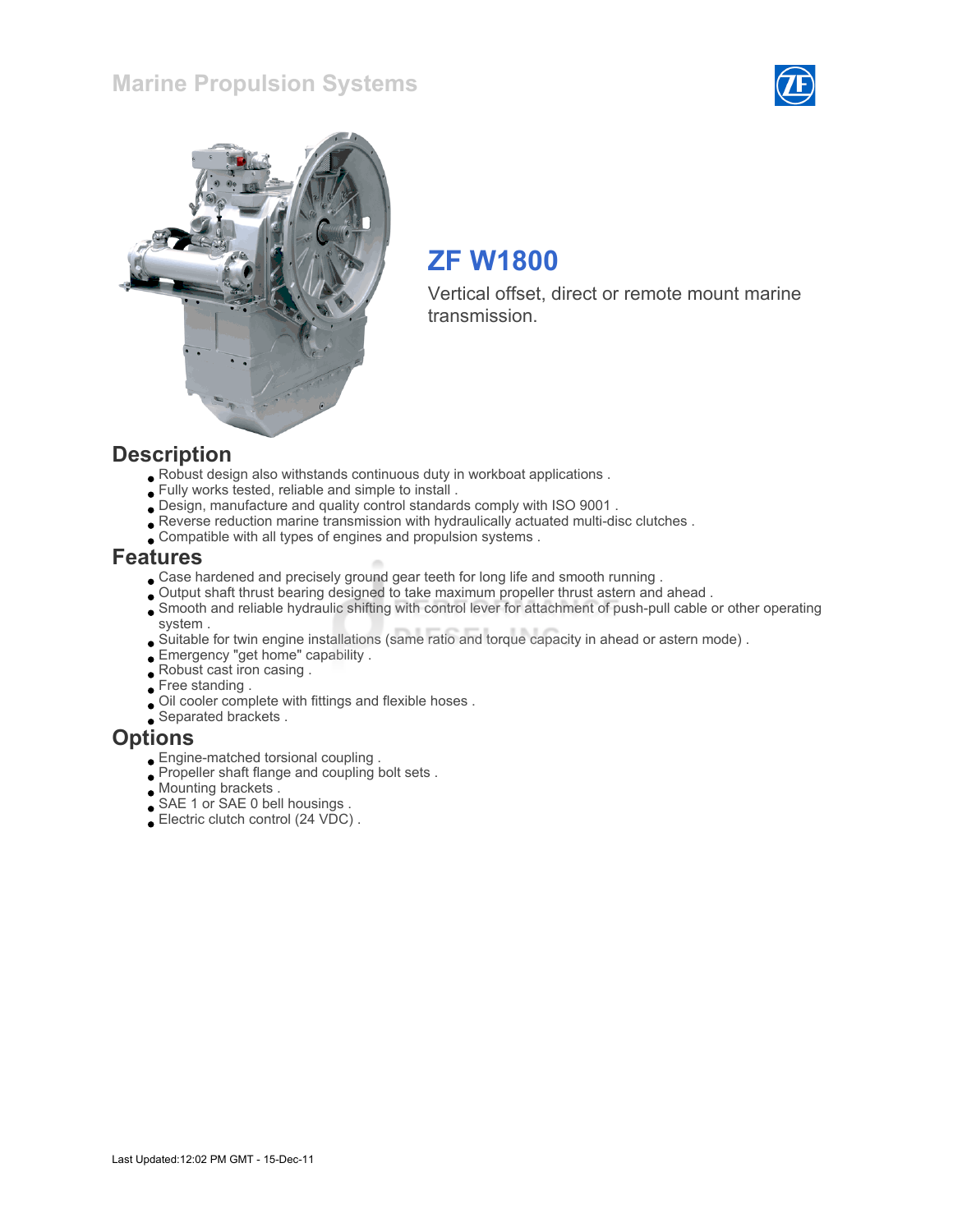Marine Propulsion Systems

# ZF W1800

Vertical offset, direct or remote mount marine transmission.

## Description

- Robust design also withstands continuous duty in workboat applications .
- Fully works tested, reliable and simple to install .
- Design, manufacture and quality control standards comply with ISO 9001 .
- Reverse reduction marine transmission with hydraulically actuated multi-disc clutches .
- Compatible with all types of engines and propulsion systems .

## Features

- Case hardened and precisely ground gear teeth for long life and smooth running .
- Output shaft thrust bearing designed to take maximum propeller thrust astern and ahead .
- Smooth and reliable hydraulic shifting with control lever for attachment of push-pull cable or other operating system .
- Suitable for twin engine installations (same ratio and torque capacity in ahead or astern mode) .
- Emergency "get home" capability .
- Robust cast iron casing .
- Free standing .
- Oil cooler complete with fittings and flexible hoses .
- Separated brackets .

## Options

- Engine-matched torsional coupling .
- Propeller shaft flange and coupling bolt sets .
- Mounting brackets .
- SAE 1 or SAE 0 bell housings .
- Electric clutch control (24 VDC) .

Last Updated:12:02 PM GMT - 15-Dec-11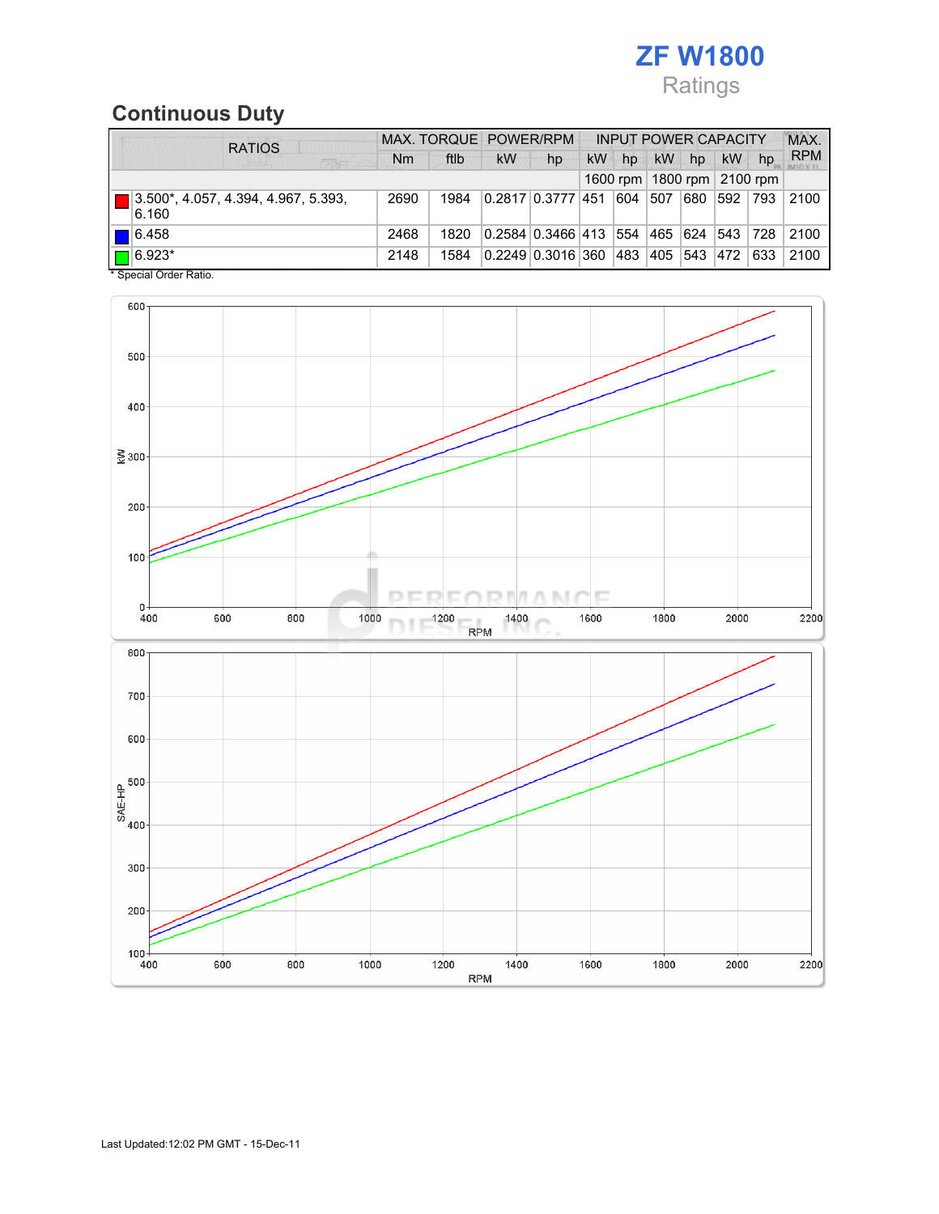# ZF W1800

Ratings

## Continuous Duty

| RATIOS | MAX. TORQUE | | POWER/RPM | | INPUT POWER CAPACITY | | | | | | MAX. RPM |
|---|---|---|---|---|---|---|---|---|---|---|---|
| | Nm | ftlb | kW | hp | kW | hp | kW | hp | kW | hp | |
| | | | | | 1600 rpm | | 1800 rpm | | 2100 rpm | | |
| 3.500*, 4.057, 4.394, 4.967, 5.393, 6.160 | 2690 | 1984 | 0.2817 | 0.3777 | 451 | 604 | 507 | 680 | 592 | 793 | 2100 |
| 6.458 | 2468 | 1820 | 0.2584 | 0.3466 | 413 | 554 | 465 | 624 | 543 | 728 | 2100 |
| 6.923* | 2148 | 1584 | 0.2249 | 0.3016 | 360 | 483 | 405 | 543 | 472 | 633 | 2100 |

* Special Order Ratio.

Last Updated:12:02 PM GMT - 15-Dec-11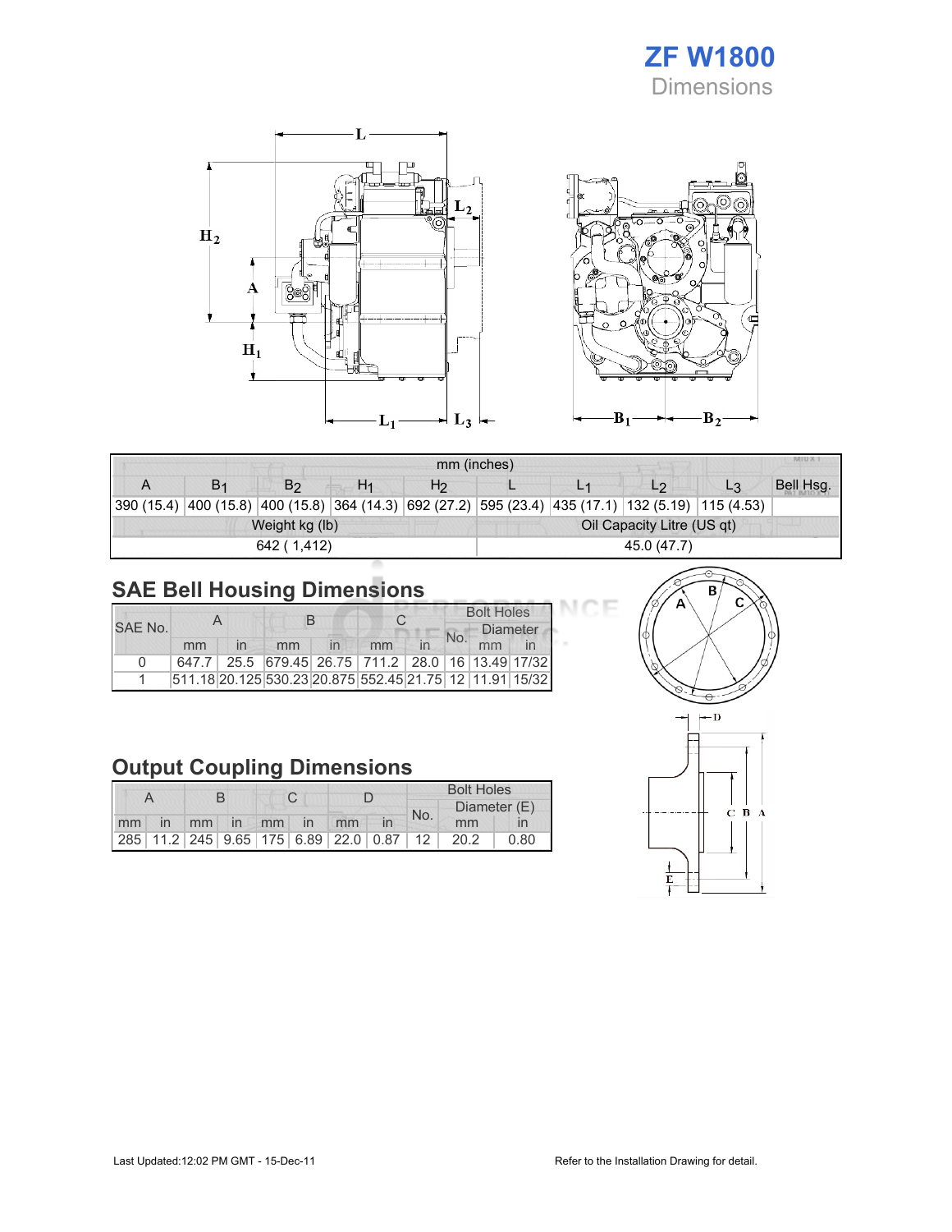# ZF W1800

Dimensions

| mm (inches) | | | | | | | | | |
|---|---|---|---|---|---|---|---|---|---|
| A | $B_1$ | $B_2$ | $H_1$ | $H_2$ | L | $L_1$ | $L_2$ | $L_3$ | Bell Hsg. |
| 390 (15.4) | 400 (15.8) | 400 (15.8) | 364 (14.3) | 692 (27.2) | 595 (23.4) | 435 (17.1) | 132 (5.19) | 115 (4.53) | |
| Weight kg (lb) | | | | | Oil Capacity Litre (US qt) | | | | |
| 642 ( 1,412) | | | | | 45.0 (47.7) | | | | |

## SAE Bell Housing Dimensions

| SAE No. | A | | B | | C | | Bolt Holes | | |
|---|---|---|---|---|---|---|---|---|---|
| | | | | | | | No. | Diameter | |
| | mm | in | mm | in | mm | in | | mm | in |
| 0 | 647.7 | 25.5 | 679.45 | 26.75 | 711.2 | 28.0 | 16 | 13.49 | 17/32 |
| 1 | 511.18 | 20.125 | 530.23 | 20.875 | 552.45 | 21.75 | 12 | 11.91 | 15/32 |

## Output Coupling Dimensions

| A | | B | | C | | D | | Bolt Holes | | |
|---|---|---|---|---|---|---|---|---|---|---|
| | | | | | | | | No. | Diameter (E) | |
| mm | in | mm | in | mm | in | mm | in | | mm | in |
| 285 | 11.2 | 245 | 9.65 | 175 | 6.89 | 22.0 | 0.87 | 12 | 20.2 | 0.80 |

Last Updated:12:02 PM GMT - 15-Dec-11

Refer to the Installation Drawing for detail.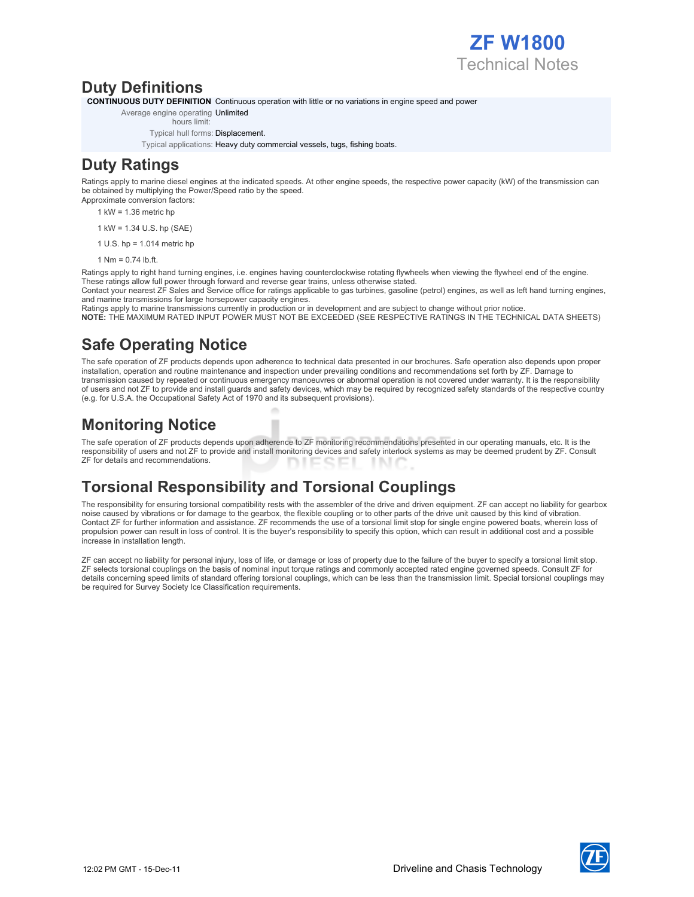# ZF W1800

Technical Notes

## Duty Definitions

| | |
|---|---|
| **CONTINUOUS DUTY DEFINITION** | Continuous operation with little or no variations in engine speed and power |
| Average engine operating hours limit: | Unlimited |
| Typical hull forms: | Displacement. |
| Typical applications: | Heavy duty commercial vessels, tugs, fishing boats. |

## Duty Ratings

Ratings apply to marine diesel engines at the indicated speeds. At other engine speeds, the respective power capacity (kW) of the transmission can be obtained by multiplying the Power/Speed ratio by the speed.

Approximate conversion factors:

1 kW = 1.36 metric hp

1 kW = 1.34 U.S. hp (SAE)

1 U.S. hp = 1.014 metric hp

1 Nm = 0.74 lb.ft.

Ratings apply to right hand turning engines, i.e. engines having counterclockwise rotating flywheels when viewing the flywheel end of the engine. These ratings allow full power through forward and reverse gear trains, unless otherwise stated.

Contact your nearest ZF Sales and Service office for ratings applicable to gas turbines, gasoline (petrol) engines, as well as left hand turning engines, and marine transmissions for large horsepower capacity engines.

Ratings apply to marine transmissions currently in production or in development and are subject to change without prior notice.

**NOTE:** THE MAXIMUM RATED INPUT POWER MUST NOT BE EXCEEDED (SEE RESPECTIVE RATINGS IN THE TECHNICAL DATA SHEETS)

## Safe Operating Notice

The safe operation of ZF products depends upon adherence to technical data presented in our brochures. Safe operation also depends upon proper installation, operation and routine maintenance and inspection under prevailing conditions and recommendations set forth by ZF. Damage to transmission caused by repeated or continuous emergency manoeuvres or abnormal operation is not covered under warranty. It is the responsibility of users and not ZF to provide and install guards and safety devices, which may be required by recognized safety standards of the respective country (e.g. for U.S.A. the Occupational Safety Act of 1970 and its subsequent provisions).

## Monitoring Notice

The safe operation of ZF products depends upon adherence to ZF monitoring recommendations presented in our operating manuals, etc. It is the responsibility of users and not ZF to provide and install monitoring devices and safety interlock systems as may be deemed prudent by ZF. Consult ZF for details and recommendations.

## Torsional Responsibility and Torsional Couplings

The responsibility for ensuring torsional compatibility rests with the assembler of the drive and driven equipment. ZF can accept no liability for gearbox noise caused by vibrations or for damage to the gearbox, the flexible coupling or to other parts of the drive unit caused by this kind of vibration. Contact ZF for further information and assistance. ZF recommends the use of a torsional limit stop for single engine powered boats, wherein loss of propulsion power can result in loss of control. It is the buyer's responsibility to specify this option, which can result in additional cost and a possible increase in installation length.

ZF can accept no liability for personal injury, loss of life, or damage or loss of property due to the failure of the buyer to specify a torsional limit stop. ZF selects torsional couplings on the basis of nominal input torque ratings and commonly accepted rated engine governed speeds. Consult ZF for details concerning speed limits of standard offering torsional couplings, which can be less than the transmission limit. Special torsional couplings may be required for Survey Society Ice Classification requirements.

12:02 PM GMT - 15-Dec-11

Driveline and Chasis Technology